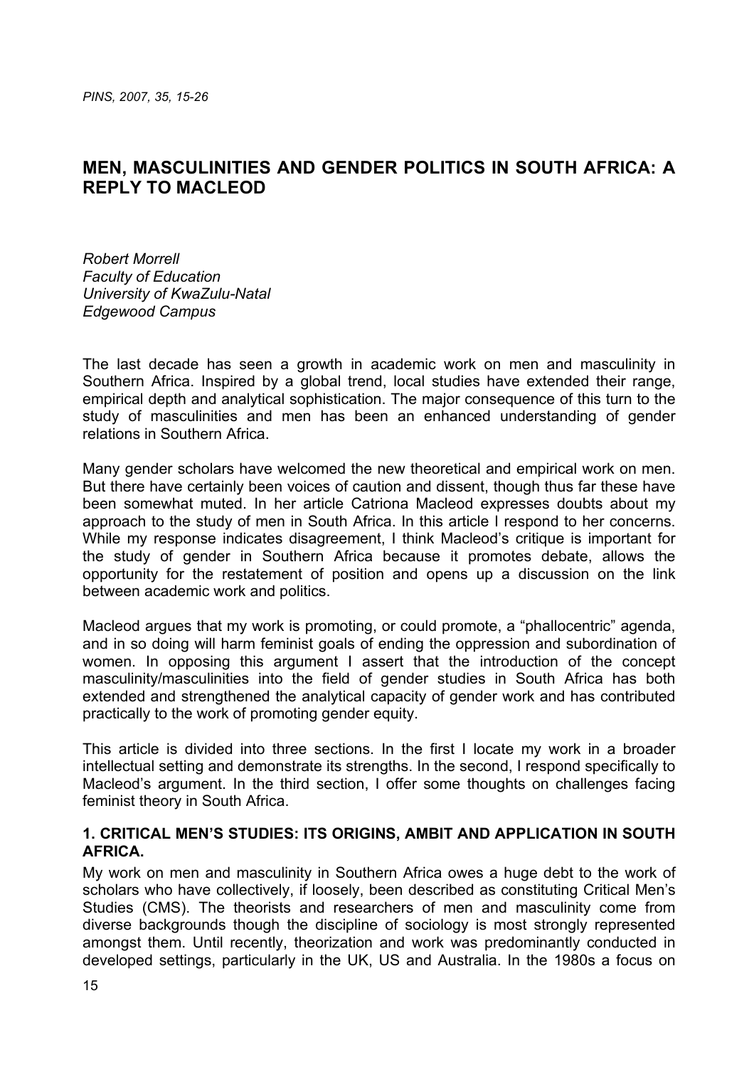# MEN, MASCULINITIES AND GENDER POLITICS IN SOUTH AFRICA: A REPLY TO MACLEOD

*Robert Morrell*
*Faculty of Education*
*University of KwaZulu-Natal*
*Edgewood Campus*

The last decade has seen a growth in academic work on men and masculinity in Southern Africa. Inspired by a global trend, local studies have extended their range, empirical depth and analytical sophistication. The major consequence of this turn to the study of masculinities and men has been an enhanced understanding of gender relations in Southern Africa.

Many gender scholars have welcomed the new theoretical and empirical work on men. But there have certainly been voices of caution and dissent, though thus far these have been somewhat muted. In her article Catriona Macleod expresses doubts about my approach to the study of men in South Africa. In this article I respond to her concerns. While my response indicates disagreement, I think Macleod's critique is important for the study of gender in Southern Africa because it promotes debate, allows the opportunity for the restatement of position and opens up a discussion on the link between academic work and politics.

Macleod argues that my work is promoting, or could promote, a "phallocentric" agenda, and in so doing will harm feminist goals of ending the oppression and subordination of women. In opposing this argument I assert that the introduction of the concept masculinity/masculinities into the field of gender studies in South Africa has both extended and strengthened the analytical capacity of gender work and has contributed practically to the work of promoting gender equity.

This article is divided into three sections. In the first I locate my work in a broader intellectual setting and demonstrate its strengths. In the second, I respond specifically to Macleod's argument. In the third section, I offer some thoughts on challenges facing feminist theory in South Africa.

## 1. CRITICAL MEN'S STUDIES: ITS ORIGINS, AMBIT AND APPLICATION IN SOUTH AFRICA.

My work on men and masculinity in Southern Africa owes a huge debt to the work of scholars who have collectively, if loosely, been described as constituting Critical Men's Studies (CMS). The theorists and researchers of men and masculinity come from diverse backgrounds though the discipline of sociology is most strongly represented amongst them. Until recently, theorization and work was predominantly conducted in developed settings, particularly in the UK, US and Australia. In the 1980s a focus on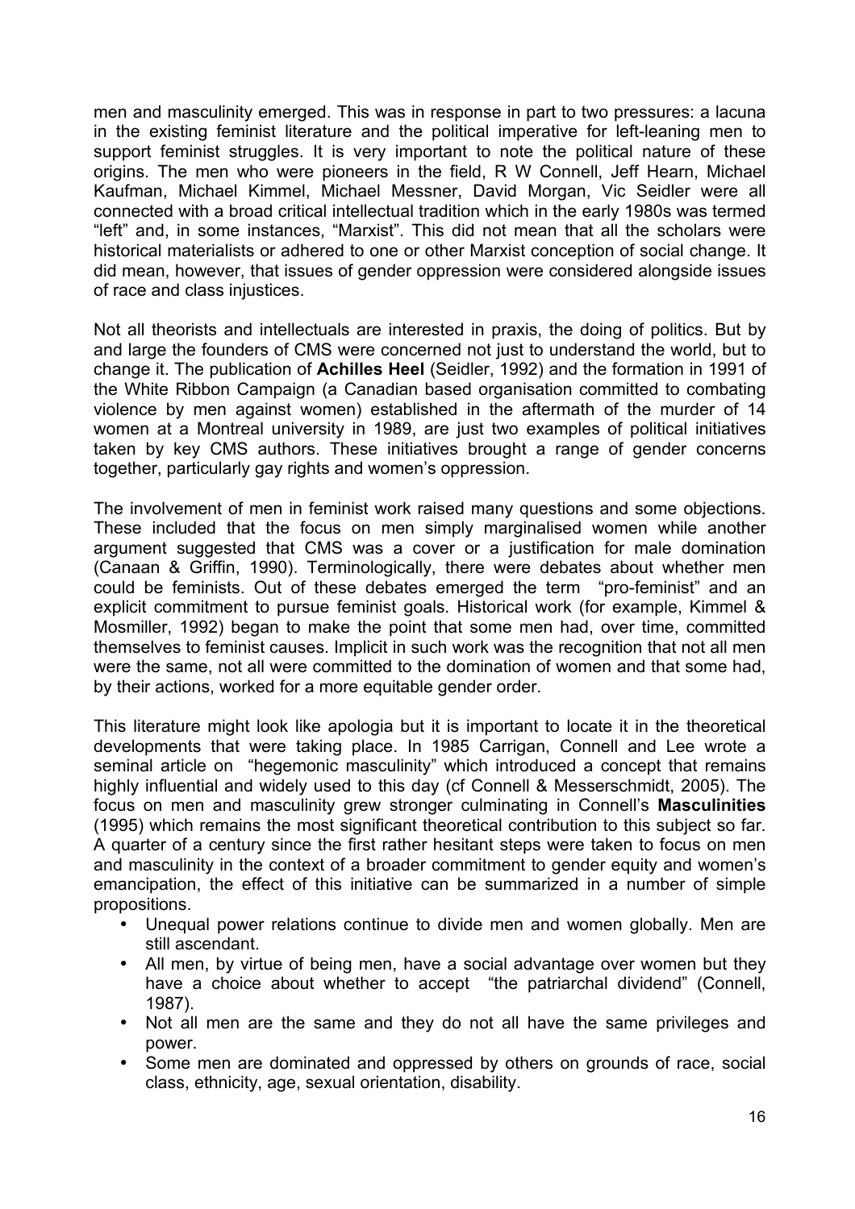men and masculinity emerged. This was in response in part to two pressures: a lacuna in the existing feminist literature and the political imperative for left-leaning men to support feminist struggles. It is very important to note the political nature of these origins. The men who were pioneers in the field, R W Connell, Jeff Hearn, Michael Kaufman, Michael Kimmel, Michael Messner, David Morgan, Vic Seidler were all connected with a broad critical intellectual tradition which in the early 1980s was termed "left" and, in some instances, "Marxist". This did not mean that all the scholars were historical materialists or adhered to one or other Marxist conception of social change. It did mean, however, that issues of gender oppression were considered alongside issues of race and class injustices.

Not all theorists and intellectuals are interested in praxis, the doing of politics. But by and large the founders of CMS were concerned not just to understand the world, but to change it. The publication of **Achilles Heel** (Seidler, 1992) and the formation in 1991 of the White Ribbon Campaign (a Canadian based organisation committed to combating violence by men against women) established in the aftermath of the murder of 14 women at a Montreal university in 1989, are just two examples of political initiatives taken by key CMS authors. These initiatives brought a range of gender concerns together, particularly gay rights and women's oppression.

The involvement of men in feminist work raised many questions and some objections. These included that the focus on men simply marginalised women while another argument suggested that CMS was a cover or a justification for male domination (Canaan & Griffin, 1990). Terminologically, there were debates about whether men could be feminists. Out of these debates emerged the term "pro-feminist" and an explicit commitment to pursue feminist goals. Historical work (for example, Kimmel & Mosmiller, 1992) began to make the point that some men had, over time, committed themselves to feminist causes. Implicit in such work was the recognition that not all men were the same, not all were committed to the domination of women and that some had, by their actions, worked for a more equitable gender order.

This literature might look like apologia but it is important to locate it in the theoretical developments that were taking place. In 1985 Carrigan, Connell and Lee wrote a seminal article on "hegemonic masculinity" which introduced a concept that remains highly influential and widely used to this day (cf Connell & Messerschmidt, 2005). The focus on men and masculinity grew stronger culminating in Connell's **Masculinities** (1995) which remains the most significant theoretical contribution to this subject so far. A quarter of a century since the first rather hesitant steps were taken to focus on men and masculinity in the context of a broader commitment to gender equity and women's emancipation, the effect of this initiative can be summarized in a number of simple propositions.

- Unequal power relations continue to divide men and women globally. Men are still ascendant.
- All men, by virtue of being men, have a social advantage over women but they have a choice about whether to accept "the patriarchal dividend" (Connell, 1987).
- Not all men are the same and they do not all have the same privileges and power.
- Some men are dominated and oppressed by others on grounds of race, social class, ethnicity, age, sexual orientation, disability.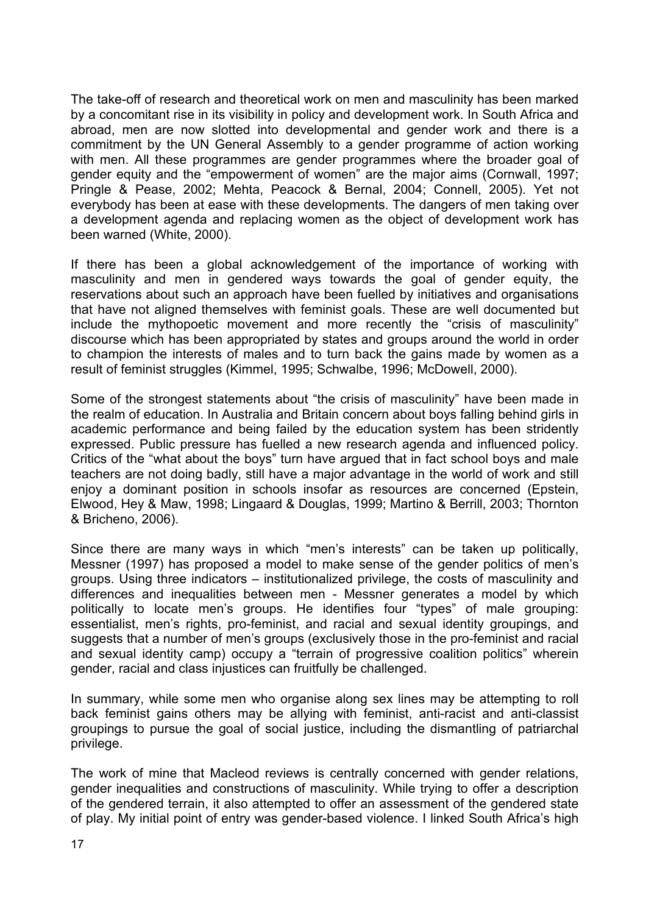The take-off of research and theoretical work on men and masculinity has been marked by a concomitant rise in its visibility in policy and development work. In South Africa and abroad, men are now slotted into developmental and gender work and there is a commitment by the UN General Assembly to a gender programme of action working with men. All these programmes are gender programmes where the broader goal of gender equity and the "empowerment of women" are the major aims (Cornwall, 1997; Pringle & Pease, 2002; Mehta, Peacock & Bernal, 2004; Connell, 2005). Yet not everybody has been at ease with these developments. The dangers of men taking over a development agenda and replacing women as the object of development work has been warned (White, 2000).

If there has been a global acknowledgement of the importance of working with masculinity and men in gendered ways towards the goal of gender equity, the reservations about such an approach have been fuelled by initiatives and organisations that have not aligned themselves with feminist goals. These are well documented but include the mythopoetic movement and more recently the "crisis of masculinity" discourse which has been appropriated by states and groups around the world in order to champion the interests of males and to turn back the gains made by women as a result of feminist struggles (Kimmel, 1995; Schwalbe, 1996; McDowell, 2000).

Some of the strongest statements about "the crisis of masculinity" have been made in the realm of education. In Australia and Britain concern about boys falling behind girls in academic performance and being failed by the education system has been stridently expressed. Public pressure has fuelled a new research agenda and influenced policy. Critics of the "what about the boys" turn have argued that in fact school boys and male teachers are not doing badly, still have a major advantage in the world of work and still enjoy a dominant position in schools insofar as resources are concerned (Epstein, Elwood, Hey & Maw, 1998; Lingaard & Douglas, 1999; Martino & Berrill, 2003; Thornton & Bricheno, 2006).

Since there are many ways in which "men's interests" can be taken up politically, Messner (1997) has proposed a model to make sense of the gender politics of men's groups. Using three indicators – institutionalized privilege, the costs of masculinity and differences and inequalities between men - Messner generates a model by which politically to locate men's groups. He identifies four "types" of male grouping: essentialist, men's rights, pro-feminist, and racial and sexual identity groupings, and suggests that a number of men's groups (exclusively those in the pro-feminist and racial and sexual identity camp) occupy a "terrain of progressive coalition politics" wherein gender, racial and class injustices can fruitfully be challenged.

In summary, while some men who organise along sex lines may be attempting to roll back feminist gains others may be allying with feminist, anti-racist and anti-classist groupings to pursue the goal of social justice, including the dismantling of patriarchal privilege.

The work of mine that Macleod reviews is centrally concerned with gender relations, gender inequalities and constructions of masculinity. While trying to offer a description of the gendered terrain, it also attempted to offer an assessment of the gendered state of play. My initial point of entry was gender-based violence. I linked South Africa's high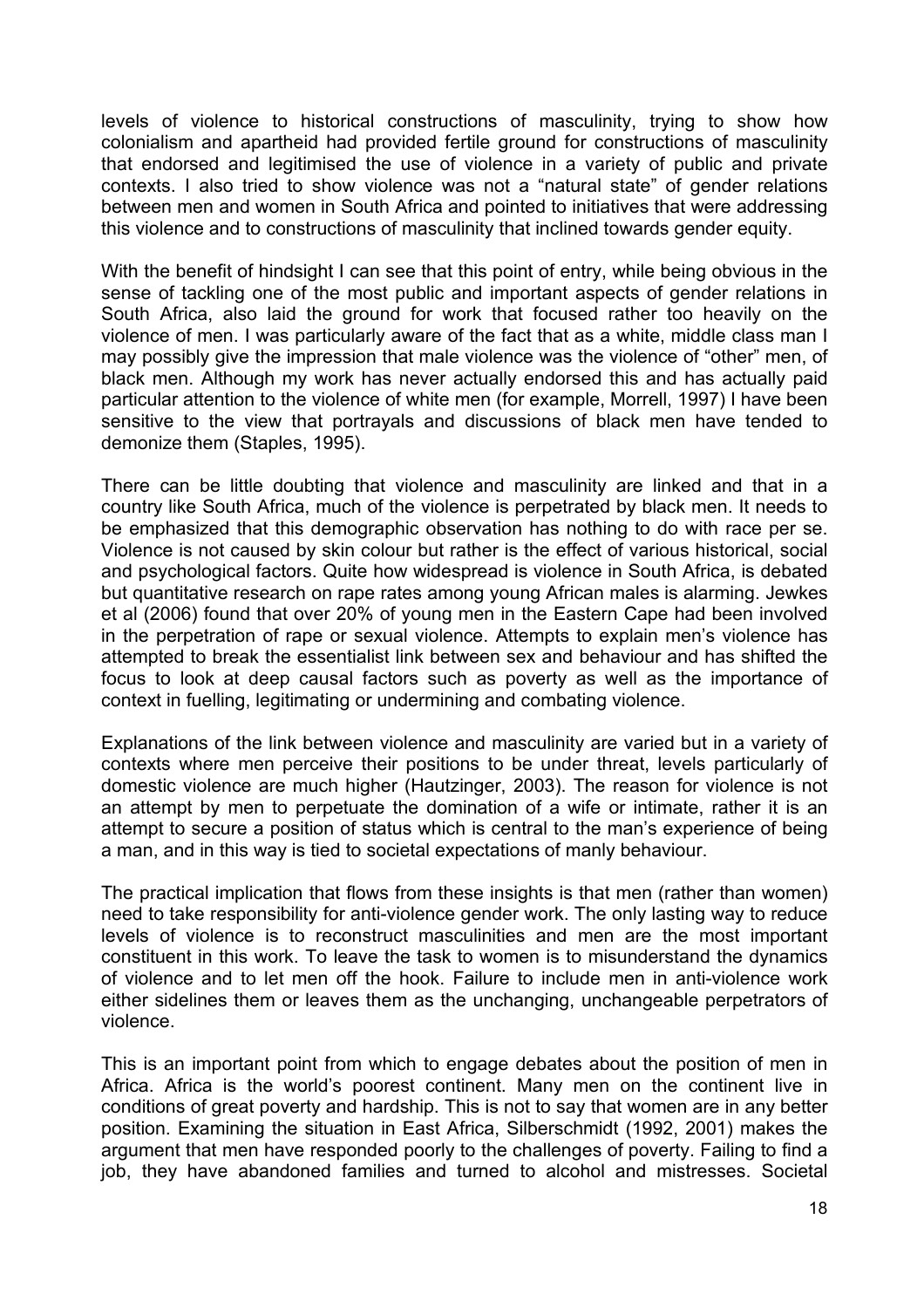levels of violence to historical constructions of masculinity, trying to show how colonialism and apartheid had provided fertile ground for constructions of masculinity that endorsed and legitimised the use of violence in a variety of public and private contexts. I also tried to show violence was not a "natural state" of gender relations between men and women in South Africa and pointed to initiatives that were addressing this violence and to constructions of masculinity that inclined towards gender equity.

With the benefit of hindsight I can see that this point of entry, while being obvious in the sense of tackling one of the most public and important aspects of gender relations in South Africa, also laid the ground for work that focused rather too heavily on the violence of men. I was particularly aware of the fact that as a white, middle class man I may possibly give the impression that male violence was the violence of "other" men, of black men. Although my work has never actually endorsed this and has actually paid particular attention to the violence of white men (for example, Morrell, 1997) I have been sensitive to the view that portrayals and discussions of black men have tended to demonize them (Staples, 1995).

There can be little doubting that violence and masculinity are linked and that in a country like South Africa, much of the violence is perpetrated by black men. It needs to be emphasized that this demographic observation has nothing to do with race per se. Violence is not caused by skin colour but rather is the effect of various historical, social and psychological factors. Quite how widespread is violence in South Africa, is debated but quantitative research on rape rates among young African males is alarming. Jewkes et al (2006) found that over 20% of young men in the Eastern Cape had been involved in the perpetration of rape or sexual violence. Attempts to explain men's violence has attempted to break the essentialist link between sex and behaviour and has shifted the focus to look at deep causal factors such as poverty as well as the importance of context in fuelling, legitimating or undermining and combating violence.

Explanations of the link between violence and masculinity are varied but in a variety of contexts where men perceive their positions to be under threat, levels particularly of domestic violence are much higher (Hautzinger, 2003). The reason for violence is not an attempt by men to perpetuate the domination of a wife or intimate, rather it is an attempt to secure a position of status which is central to the man's experience of being a man, and in this way is tied to societal expectations of manly behaviour.

The practical implication that flows from these insights is that men (rather than women) need to take responsibility for anti-violence gender work. The only lasting way to reduce levels of violence is to reconstruct masculinities and men are the most important constituent in this work. To leave the task to women is to misunderstand the dynamics of violence and to let men off the hook. Failure to include men in anti-violence work either sidelines them or leaves them as the unchanging, unchangeable perpetrators of violence.

This is an important point from which to engage debates about the position of men in Africa. Africa is the world's poorest continent. Many men on the continent live in conditions of great poverty and hardship. This is not to say that women are in any better position. Examining the situation in East Africa, Silberschmidt (1992, 2001) makes the argument that men have responded poorly to the challenges of poverty. Failing to find a job, they have abandoned families and turned to alcohol and mistresses. Societal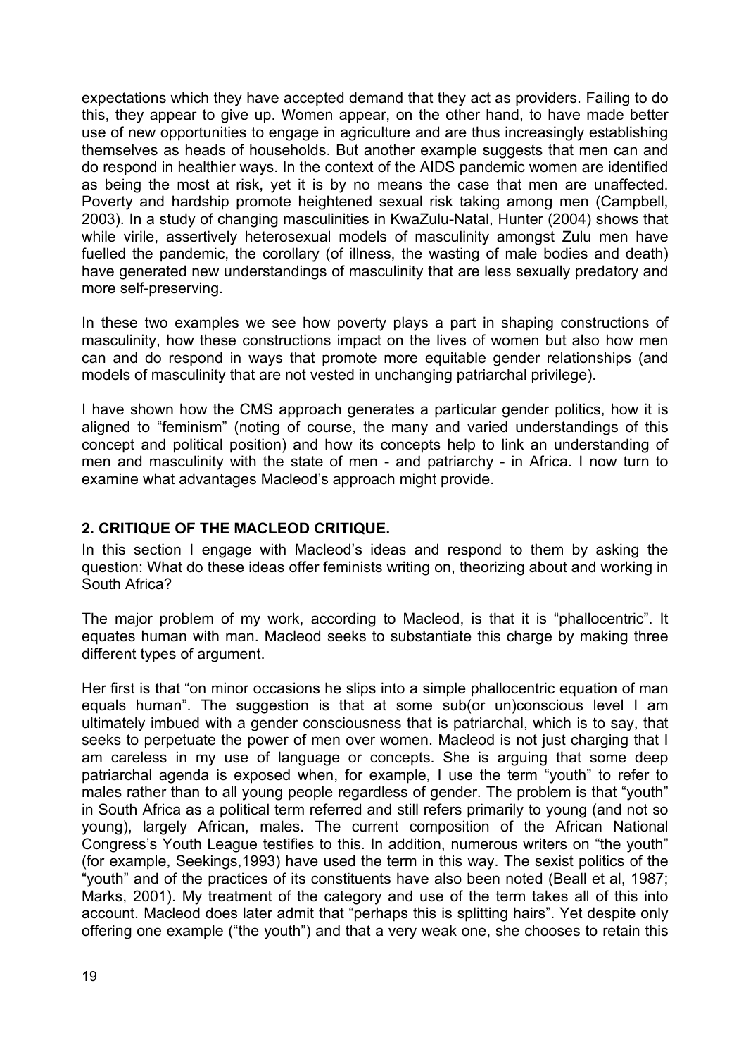expectations which they have accepted demand that they act as providers. Failing to do this, they appear to give up. Women appear, on the other hand, to have made better use of new opportunities to engage in agriculture and are thus increasingly establishing themselves as heads of households. But another example suggests that men can and do respond in healthier ways. In the context of the AIDS pandemic women are identified as being the most at risk, yet it is by no means the case that men are unaffected. Poverty and hardship promote heightened sexual risk taking among men (Campbell, 2003). In a study of changing masculinities in KwaZulu-Natal, Hunter (2004) shows that while virile, assertively heterosexual models of masculinity amongst Zulu men have fuelled the pandemic, the corollary (of illness, the wasting of male bodies and death) have generated new understandings of masculinity that are less sexually predatory and more self-preserving.

In these two examples we see how poverty plays a part in shaping constructions of masculinity, how these constructions impact on the lives of women but also how men can and do respond in ways that promote more equitable gender relationships (and models of masculinity that are not vested in unchanging patriarchal privilege).

I have shown how the CMS approach generates a particular gender politics, how it is aligned to "feminism" (noting of course, the many and varied understandings of this concept and political position) and how its concepts help to link an understanding of men and masculinity with the state of men - and patriarchy - in Africa. I now turn to examine what advantages Macleod's approach might provide.

## 2. CRITIQUE OF THE MACLEOD CRITIQUE.

In this section I engage with Macleod's ideas and respond to them by asking the question: What do these ideas offer feminists writing on, theorizing about and working in South Africa?

The major problem of my work, according to Macleod, is that it is "phallocentric". It equates human with man. Macleod seeks to substantiate this charge by making three different types of argument.

Her first is that "on minor occasions he slips into a simple phallocentric equation of man equals human". The suggestion is that at some sub(or un)conscious level I am ultimately imbued with a gender consciousness that is patriarchal, which is to say, that seeks to perpetuate the power of men over women. Macleod is not just charging that I am careless in my use of language or concepts. She is arguing that some deep patriarchal agenda is exposed when, for example, I use the term "youth" to refer to males rather than to all young people regardless of gender. The problem is that "youth" in South Africa as a political term referred and still refers primarily to young (and not so young), largely African, males. The current composition of the African National Congress's Youth League testifies to this. In addition, numerous writers on "the youth" (for example, Seekings,1993) have used the term in this way. The sexist politics of the "youth" and of the practices of its constituents have also been noted (Beall et al, 1987; Marks, 2001). My treatment of the category and use of the term takes all of this into account. Macleod does later admit that "perhaps this is splitting hairs". Yet despite only offering one example ("the youth") and that a very weak one, she chooses to retain this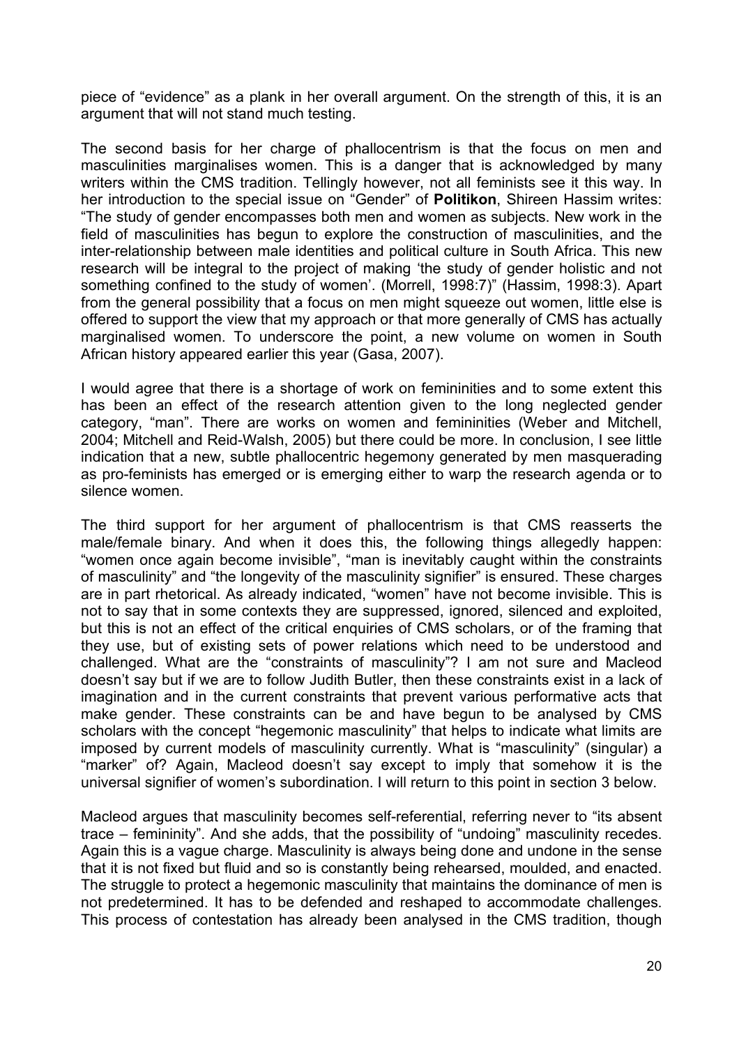piece of "evidence" as a plank in her overall argument. On the strength of this, it is an argument that will not stand much testing.

The second basis for her charge of phallocentrism is that the focus on men and masculinities marginalises women. This is a danger that is acknowledged by many writers within the CMS tradition. Tellingly however, not all feminists see it this way. In her introduction to the special issue on "Gender" of **Politikon**, Shireen Hassim writes: "The study of gender encompasses both men and women as subjects. New work in the field of masculinities has begun to explore the construction of masculinities, and the inter-relationship between male identities and political culture in South Africa. This new research will be integral to the project of making 'the study of gender holistic and not something confined to the study of women'. (Morrell, 1998:7)" (Hassim, 1998:3). Apart from the general possibility that a focus on men might squeeze out women, little else is offered to support the view that my approach or that more generally of CMS has actually marginalised women. To underscore the point, a new volume on women in South African history appeared earlier this year (Gasa, 2007).

I would agree that there is a shortage of work on femininities and to some extent this has been an effect of the research attention given to the long neglected gender category, "man". There are works on women and femininities (Weber and Mitchell, 2004; Mitchell and Reid-Walsh, 2005) but there could be more. In conclusion, I see little indication that a new, subtle phallocentric hegemony generated by men masquerading as pro-feminists has emerged or is emerging either to warp the research agenda or to silence women.

The third support for her argument of phallocentrism is that CMS reasserts the male/female binary. And when it does this, the following things allegedly happen: "women once again become invisible", "man is inevitably caught within the constraints of masculinity" and "the longevity of the masculinity signifier" is ensured. These charges are in part rhetorical. As already indicated, "women" have not become invisible. This is not to say that in some contexts they are suppressed, ignored, silenced and exploited, but this is not an effect of the critical enquiries of CMS scholars, or of the framing that they use, but of existing sets of power relations which need to be understood and challenged. What are the "constraints of masculinity"? I am not sure and Macleod doesn't say but if we are to follow Judith Butler, then these constraints exist in a lack of imagination and in the current constraints that prevent various performative acts that make gender. These constraints can be and have begun to be analysed by CMS scholars with the concept "hegemonic masculinity" that helps to indicate what limits are imposed by current models of masculinity currently. What is "masculinity" (singular) a "marker" of? Again, Macleod doesn't say except to imply that somehow it is the universal signifier of women's subordination. I will return to this point in section 3 below.

Macleod argues that masculinity becomes self-referential, referring never to "its absent trace – femininity". And she adds, that the possibility of "undoing" masculinity recedes. Again this is a vague charge. Masculinity is always being done and undone in the sense that it is not fixed but fluid and so is constantly being rehearsed, moulded, and enacted. The struggle to protect a hegemonic masculinity that maintains the dominance of men is not predetermined. It has to be defended and reshaped to accommodate challenges. This process of contestation has already been analysed in the CMS tradition, though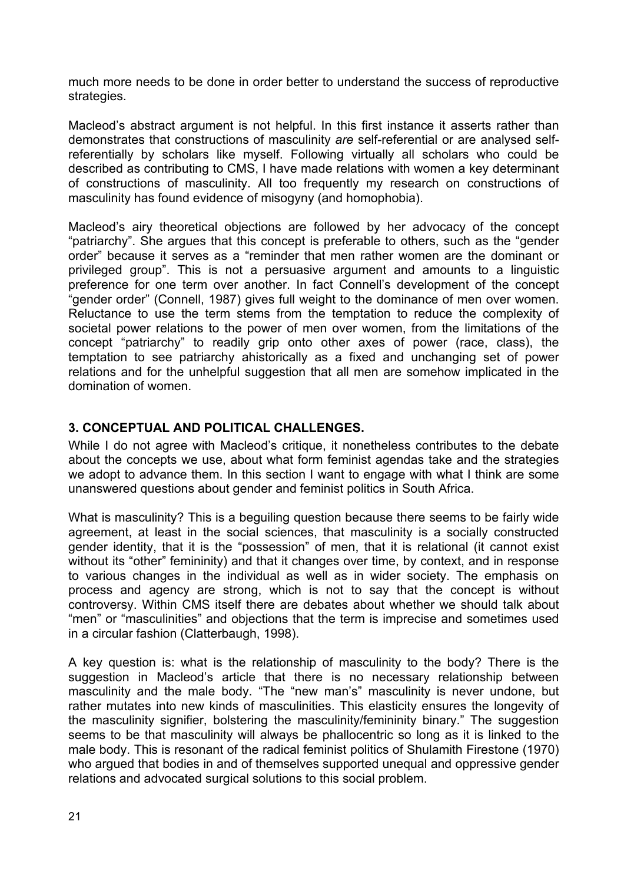much more needs to be done in order better to understand the success of reproductive strategies.

Macleod's abstract argument is not helpful. In this first instance it asserts rather than demonstrates that constructions of masculinity *are* self-referential or are analysed self-referentially by scholars like myself. Following virtually all scholars who could be described as contributing to CMS, I have made relations with women a key determinant of constructions of masculinity. All too frequently my research on constructions of masculinity has found evidence of misogyny (and homophobia).

Macleod's airy theoretical objections are followed by her advocacy of the concept "patriarchy". She argues that this concept is preferable to others, such as the "gender order" because it serves as a "reminder that men rather women are the dominant or privileged group". This is not a persuasive argument and amounts to a linguistic preference for one term over another. In fact Connell's development of the concept "gender order" (Connell, 1987) gives full weight to the dominance of men over women. Reluctance to use the term stems from the temptation to reduce the complexity of societal power relations to the power of men over women, from the limitations of the concept "patriarchy" to readily grip onto other axes of power (race, class), the temptation to see patriarchy ahistorically as a fixed and unchanging set of power relations and for the unhelpful suggestion that all men are somehow implicated in the domination of women.

## 3. CONCEPTUAL AND POLITICAL CHALLENGES.

While I do not agree with Macleod's critique, it nonetheless contributes to the debate about the concepts we use, about what form feminist agendas take and the strategies we adopt to advance them. In this section I want to engage with what I think are some unanswered questions about gender and feminist politics in South Africa.

What is masculinity? This is a beguiling question because there seems to be fairly wide agreement, at least in the social sciences, that masculinity is a socially constructed gender identity, that it is the "possession" of men, that it is relational (it cannot exist without its "other" femininity) and that it changes over time, by context, and in response to various changes in the individual as well as in wider society. The emphasis on process and agency are strong, which is not to say that the concept is without controversy. Within CMS itself there are debates about whether we should talk about "men" or "masculinities" and objections that the term is imprecise and sometimes used in a circular fashion (Clatterbaugh, 1998).

A key question is: what is the relationship of masculinity to the body? There is the suggestion in Macleod's article that there is no necessary relationship between masculinity and the male body. "The "new man's" masculinity is never undone, but rather mutates into new kinds of masculinities. This elasticity ensures the longevity of the masculinity signifier, bolstering the masculinity/femininity binary." The suggestion seems to be that masculinity will always be phallocentric so long as it is linked to the male body. This is resonant of the radical feminist politics of Shulamith Firestone (1970) who argued that bodies in and of themselves supported unequal and oppressive gender relations and advocated surgical solutions to this social problem.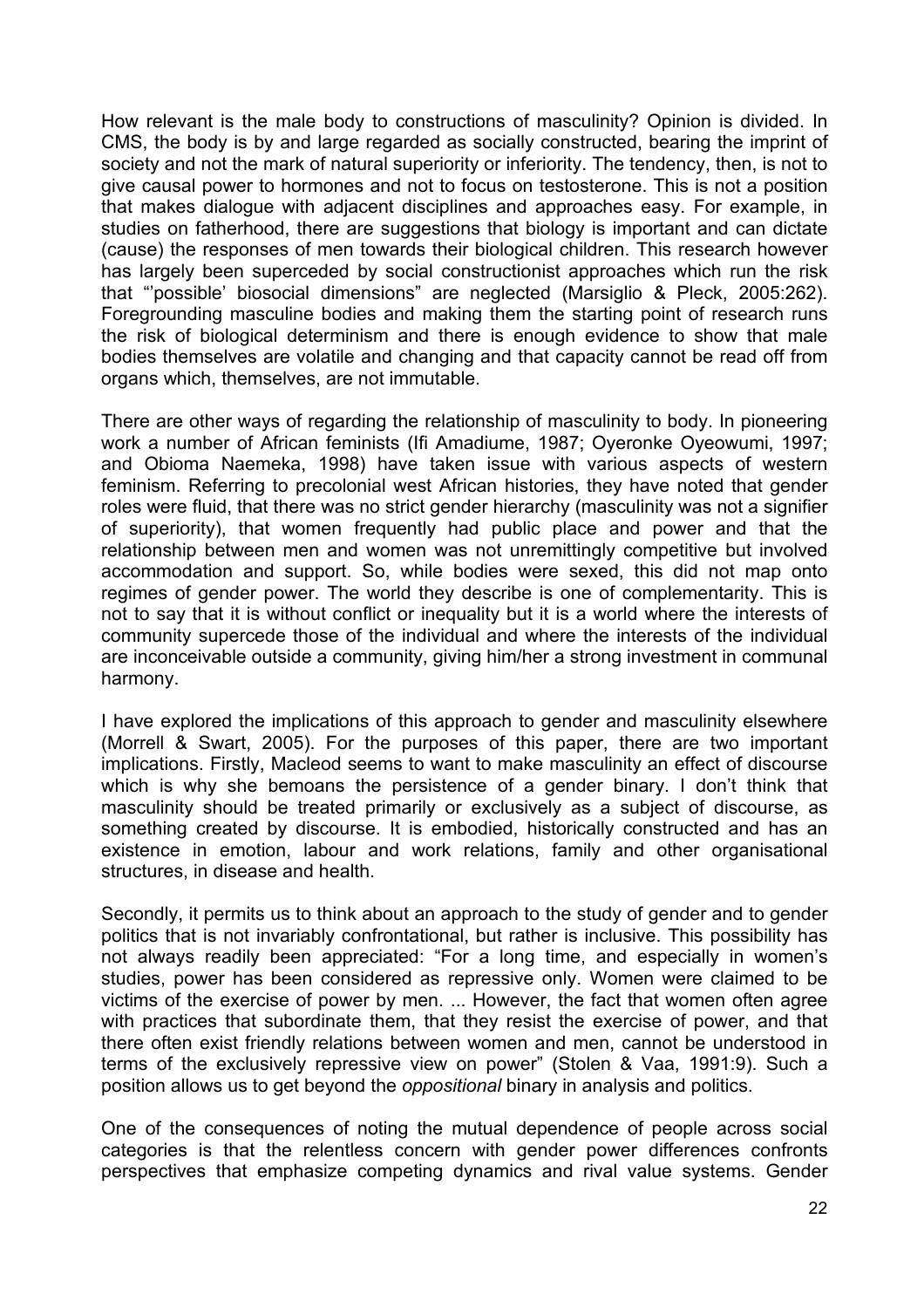How relevant is the male body to constructions of masculinity? Opinion is divided. In CMS, the body is by and large regarded as socially constructed, bearing the imprint of society and not the mark of natural superiority or inferiority. The tendency, then, is not to give causal power to hormones and not to focus on testosterone. This is not a position that makes dialogue with adjacent disciplines and approaches easy. For example, in studies on fatherhood, there are suggestions that biology is important and can dictate (cause) the responses of men towards their biological children. This research however has largely been superceded by social constructionist approaches which run the risk that "'possible' biosocial dimensions" are neglected (Marsiglio & Pleck, 2005:262). Foregrounding masculine bodies and making them the starting point of research runs the risk of biological determinism and there is enough evidence to show that male bodies themselves are volatile and changing and that capacity cannot be read off from organs which, themselves, are not immutable.

There are other ways of regarding the relationship of masculinity to body. In pioneering work a number of African feminists (Ifi Amadiume, 1987; Oyeronke Oyeowumi, 1997; and Obioma Naemeka, 1998) have taken issue with various aspects of western feminism. Referring to precolonial west African histories, they have noted that gender roles were fluid, that there was no strict gender hierarchy (masculinity was not a signifier of superiority), that women frequently had public place and power and that the relationship between men and women was not unremittingly competitive but involved accommodation and support. So, while bodies were sexed, this did not map onto regimes of gender power. The world they describe is one of complementarity. This is not to say that it is without conflict or inequality but it is a world where the interests of community supercede those of the individual and where the interests of the individual are inconceivable outside a community, giving him/her a strong investment in communal harmony.

I have explored the implications of this approach to gender and masculinity elsewhere (Morrell & Swart, 2005). For the purposes of this paper, there are two important implications. Firstly, Macleod seems to want to make masculinity an effect of discourse which is why she bemoans the persistence of a gender binary. I don't think that masculinity should be treated primarily or exclusively as a subject of discourse, as something created by discourse. It is embodied, historically constructed and has an existence in emotion, labour and work relations, family and other organisational structures, in disease and health.

Secondly, it permits us to think about an approach to the study of gender and to gender politics that is not invariably confrontational, but rather is inclusive. This possibility has not always readily been appreciated: "For a long time, and especially in women's studies, power has been considered as repressive only. Women were claimed to be victims of the exercise of power by men. ... However, the fact that women often agree with practices that subordinate them, that they resist the exercise of power, and that there often exist friendly relations between women and men, cannot be understood in terms of the exclusively repressive view on power" (Stolen & Vaa, 1991:9). Such a position allows us to get beyond the *oppositional* binary in analysis and politics.

One of the consequences of noting the mutual dependence of people across social categories is that the relentless concern with gender power differences confronts perspectives that emphasize competing dynamics and rival value systems. Gender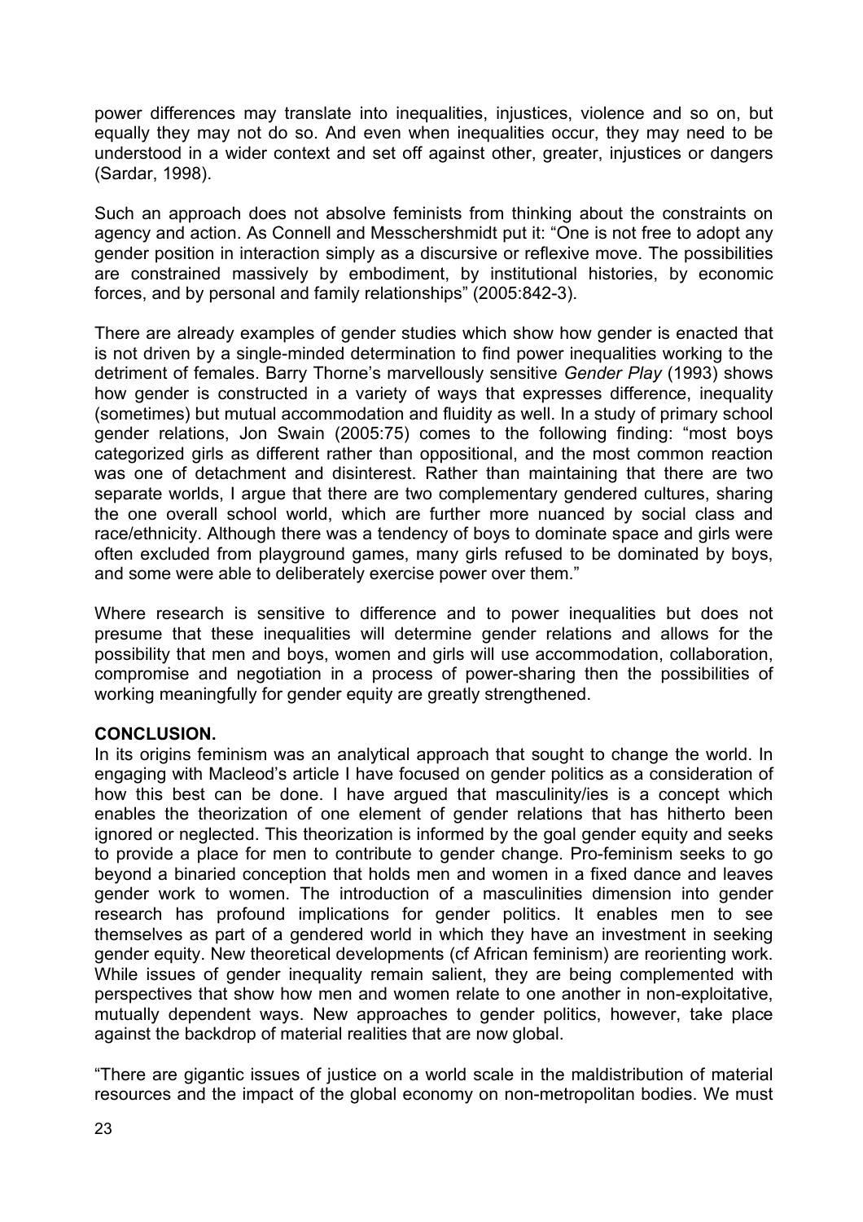power differences may translate into inequalities, injustices, violence and so on, but equally they may not do so. And even when inequalities occur, they may need to be understood in a wider context and set off against other, greater, injustices or dangers (Sardar, 1998).

Such an approach does not absolve feminists from thinking about the constraints on agency and action. As Connell and Messchershmidt put it: "One is not free to adopt any gender position in interaction simply as a discursive or reflexive move. The possibilities are constrained massively by embodiment, by institutional histories, by economic forces, and by personal and family relationships" (2005:842-3).

There are already examples of gender studies which show how gender is enacted that is not driven by a single-minded determination to find power inequalities working to the detriment of females. Barry Thorne's marvellously sensitive *Gender Play* (1993) shows how gender is constructed in a variety of ways that expresses difference, inequality (sometimes) but mutual accommodation and fluidity as well. In a study of primary school gender relations, Jon Swain (2005:75) comes to the following finding: "most boys categorized girls as different rather than oppositional, and the most common reaction was one of detachment and disinterest. Rather than maintaining that there are two separate worlds, I argue that there are two complementary gendered cultures, sharing the one overall school world, which are further more nuanced by social class and race/ethnicity. Although there was a tendency of boys to dominate space and girls were often excluded from playground games, many girls refused to be dominated by boys, and some were able to deliberately exercise power over them."

Where research is sensitive to difference and to power inequalities but does not presume that these inequalities will determine gender relations and allows for the possibility that men and boys, women and girls will use accommodation, collaboration, compromise and negotiation in a process of power-sharing then the possibilities of working meaningfully for gender equity are greatly strengthened.

**CONCLUSION.**

In its origins feminism was an analytical approach that sought to change the world. In engaging with Macleod's article I have focused on gender politics as a consideration of how this best can be done. I have argued that masculinity/ies is a concept which enables the theorization of one element of gender relations that has hitherto been ignored or neglected. This theorization is informed by the goal gender equity and seeks to provide a place for men to contribute to gender change. Pro-feminism seeks to go beyond a binaried conception that holds men and women in a fixed dance and leaves gender work to women. The introduction of a masculinities dimension into gender research has profound implications for gender politics. It enables men to see themselves as part of a gendered world in which they have an investment in seeking gender equity. New theoretical developments (cf African feminism) are reorienting work. While issues of gender inequality remain salient, they are being complemented with perspectives that show how men and women relate to one another in non-exploitative, mutually dependent ways. New approaches to gender politics, however, take place against the backdrop of material realities that are now global.

"There are gigantic issues of justice on a world scale in the maldistribution of material resources and the impact of the global economy on non-metropolitan bodies. We must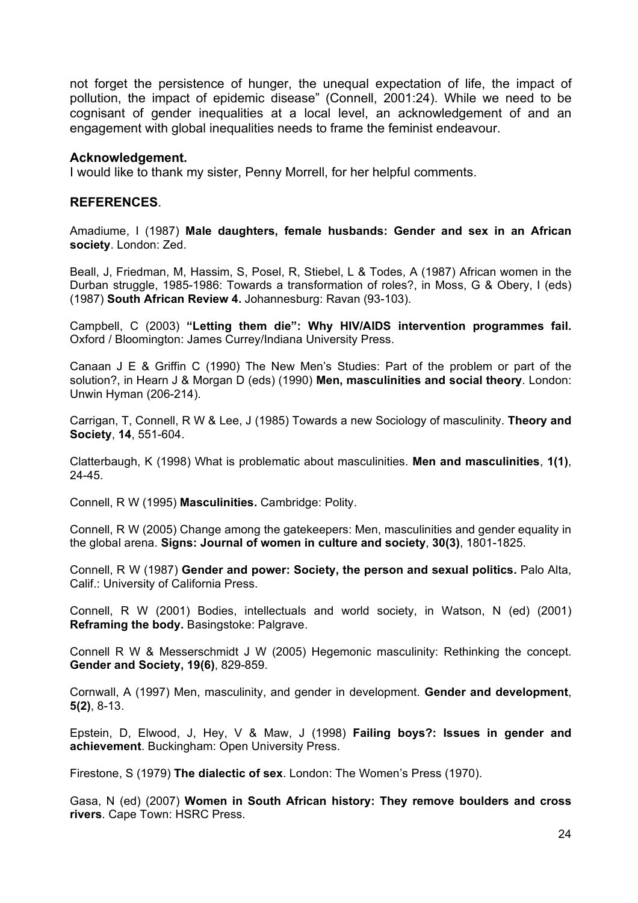not forget the persistence of hunger, the unequal expectation of life, the impact of pollution, the impact of epidemic disease" (Connell, 2001:24). While we need to be cognisant of gender inequalities at a local level, an acknowledgement of and an engagement with global inequalities needs to frame the feminist endeavour.

**Acknowledgement.**

I would like to thank my sister, Penny Morrell, for her helpful comments.

## REFERENCES.

Amadiume, I (1987) **Male daughters, female husbands: Gender and sex in an African society**. London: Zed.

Beall, J, Friedman, M, Hassim, S, Posel, R, Stiebel, L & Todes, A (1987) African women in the Durban struggle, 1985-1986: Towards a transformation of roles?, in Moss, G & Obery, I (eds) (1987) **South African Review 4.** Johannesburg: Ravan (93-103).

Campbell, C (2003) **"Letting them die": Why HIV/AIDS intervention programmes fail.** Oxford / Bloomington: James Currey/Indiana University Press.

Canaan J E & Griffin C (1990) The New Men's Studies: Part of the problem or part of the solution?, in Hearn J & Morgan D (eds) (1990) **Men, masculinities and social theory**. London: Unwin Hyman (206-214).

Carrigan, T, Connell, R W & Lee, J (1985) Towards a new Sociology of masculinity. **Theory and Society**, **14**, 551-604.

Clatterbaugh, K (1998) What is problematic about masculinities. **Men and masculinities**, **1(1)**, 24-45.

Connell, R W (1995) **Masculinities.** Cambridge: Polity.

Connell, R W (2005) Change among the gatekeepers: Men, masculinities and gender equality in the global arena. **Signs: Journal of women in culture and society**, **30(3)**, 1801-1825.

Connell, R W (1987) **Gender and power: Society, the person and sexual politics.** Palo Alta, Calif.: University of California Press.

Connell, R W (2001) Bodies, intellectuals and world society, in Watson, N (ed) (2001) **Reframing the body.** Basingstoke: Palgrave.

Connell R W & Messerschmidt J W (2005) Hegemonic masculinity: Rethinking the concept. **Gender and Society, 19(6)**, 829-859.

Cornwall, A (1997) Men, masculinity, and gender in development. **Gender and development**, **5(2)**, 8-13.

Epstein, D, Elwood, J, Hey, V & Maw, J (1998) **Failing boys?: Issues in gender and achievement**. Buckingham: Open University Press.

Firestone, S (1979) **The dialectic of sex**. London: The Women's Press (1970).

Gasa, N (ed) (2007) **Women in South African history: They remove boulders and cross rivers**. Cape Town: HSRC Press.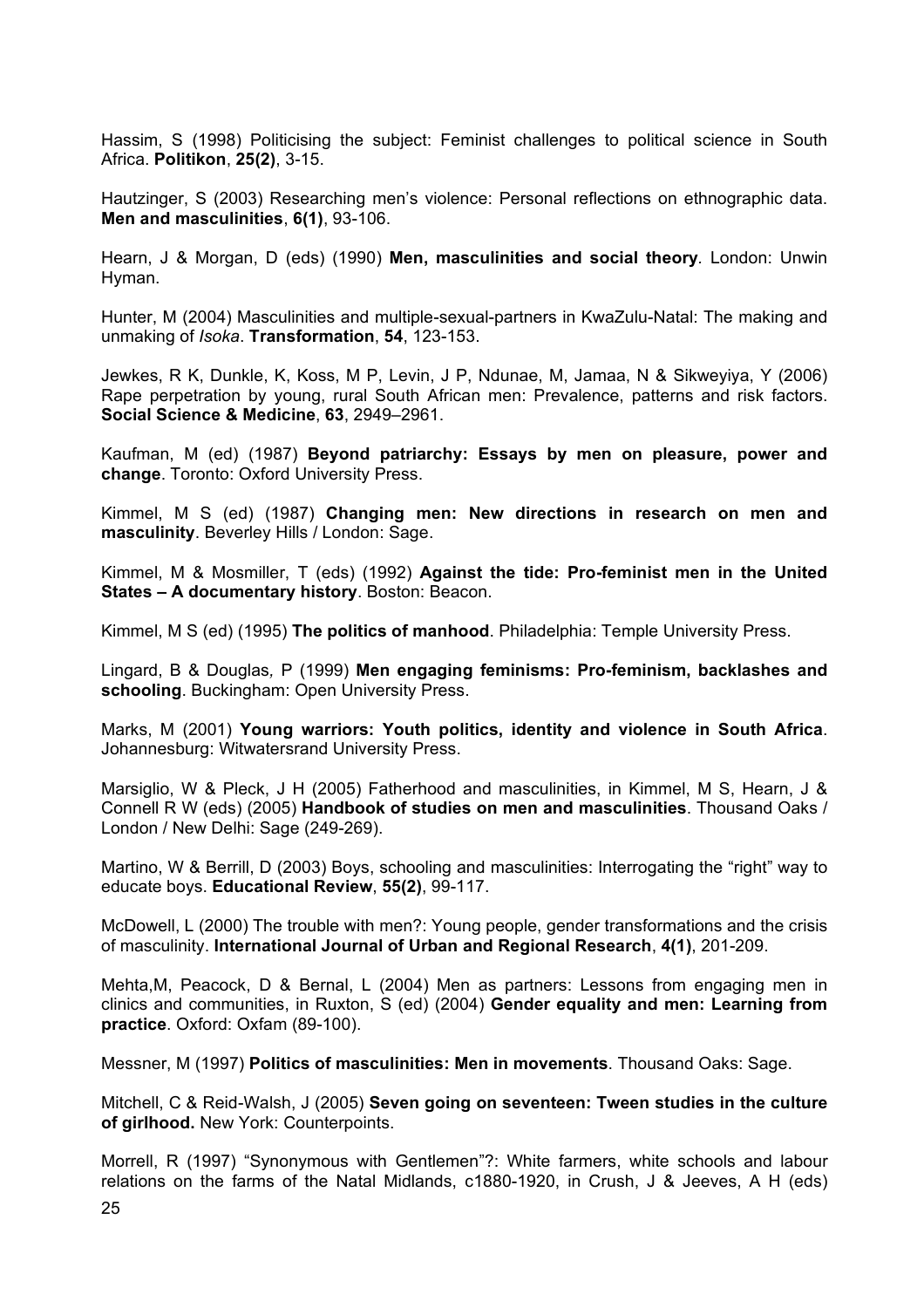Hassim, S (1998) Politicising the subject: Feminist challenges to political science in South Africa. **Politikon**, **25(2)**, 3-15.

Hautzinger, S (2003) Researching men's violence: Personal reflections on ethnographic data. **Men and masculinities**, **6(1)**, 93-106.

Hearn, J & Morgan, D (eds) (1990) **Men, masculinities and social theory**. London: Unwin Hyman.

Hunter, M (2004) Masculinities and multiple-sexual-partners in KwaZulu-Natal: The making and unmaking of *Isoka*. **Transformation**, **54**, 123-153.

Jewkes, R K, Dunkle, K, Koss, M P, Levin, J P, Ndunae, M, Jamaa, N & Sikweyiya, Y (2006) Rape perpetration by young, rural South African men: Prevalence, patterns and risk factors. **Social Science & Medicine**, **63**, 2949–2961.

Kaufman, M (ed) (1987) **Beyond patriarchy: Essays by men on pleasure, power and change**. Toronto: Oxford University Press.

Kimmel, M S (ed) (1987) **Changing men: New directions in research on men and masculinity**. Beverley Hills / London: Sage.

Kimmel, M & Mosmiller, T (eds) (1992) **Against the tide: Pro-feminist men in the United States – A documentary history**. Boston: Beacon.

Kimmel, M S (ed) (1995) **The politics of manhood**. Philadelphia: Temple University Press.

Lingard, B & Douglas, P (1999) **Men engaging feminisms: Pro-feminism, backlashes and schooling**. Buckingham: Open University Press.

Marks, M (2001) **Young warriors: Youth politics, identity and violence in South Africa**. Johannesburg: Witwatersrand University Press.

Marsiglio, W & Pleck, J H (2005) Fatherhood and masculinities, in Kimmel, M S, Hearn, J & Connell R W (eds) (2005) **Handbook of studies on men and masculinities**. Thousand Oaks / London / New Delhi: Sage (249-269).

Martino, W & Berrill, D (2003) Boys, schooling and masculinities: Interrogating the "right" way to educate boys. **Educational Review**, **55(2)**, 99-117.

McDowell, L (2000) The trouble with men?: Young people, gender transformations and the crisis of masculinity. **International Journal of Urban and Regional Research**, **4(1)**, 201-209.

Mehta,M, Peacock, D & Bernal, L (2004) Men as partners: Lessons from engaging men in clinics and communities, in Ruxton, S (ed) (2004) **Gender equality and men: Learning from practice**. Oxford: Oxfam (89-100).

Messner, M (1997) **Politics of masculinities: Men in movements**. Thousand Oaks: Sage.

Mitchell, C & Reid-Walsh, J (2005) **Seven going on seventeen: Tween studies in the culture of girlhood.** New York: Counterpoints.

Morrell, R (1997) "Synonymous with Gentlemen"?: White farmers, white schools and labour relations on the farms of the Natal Midlands, c1880-1920, in Crush, J & Jeeves, A H (eds)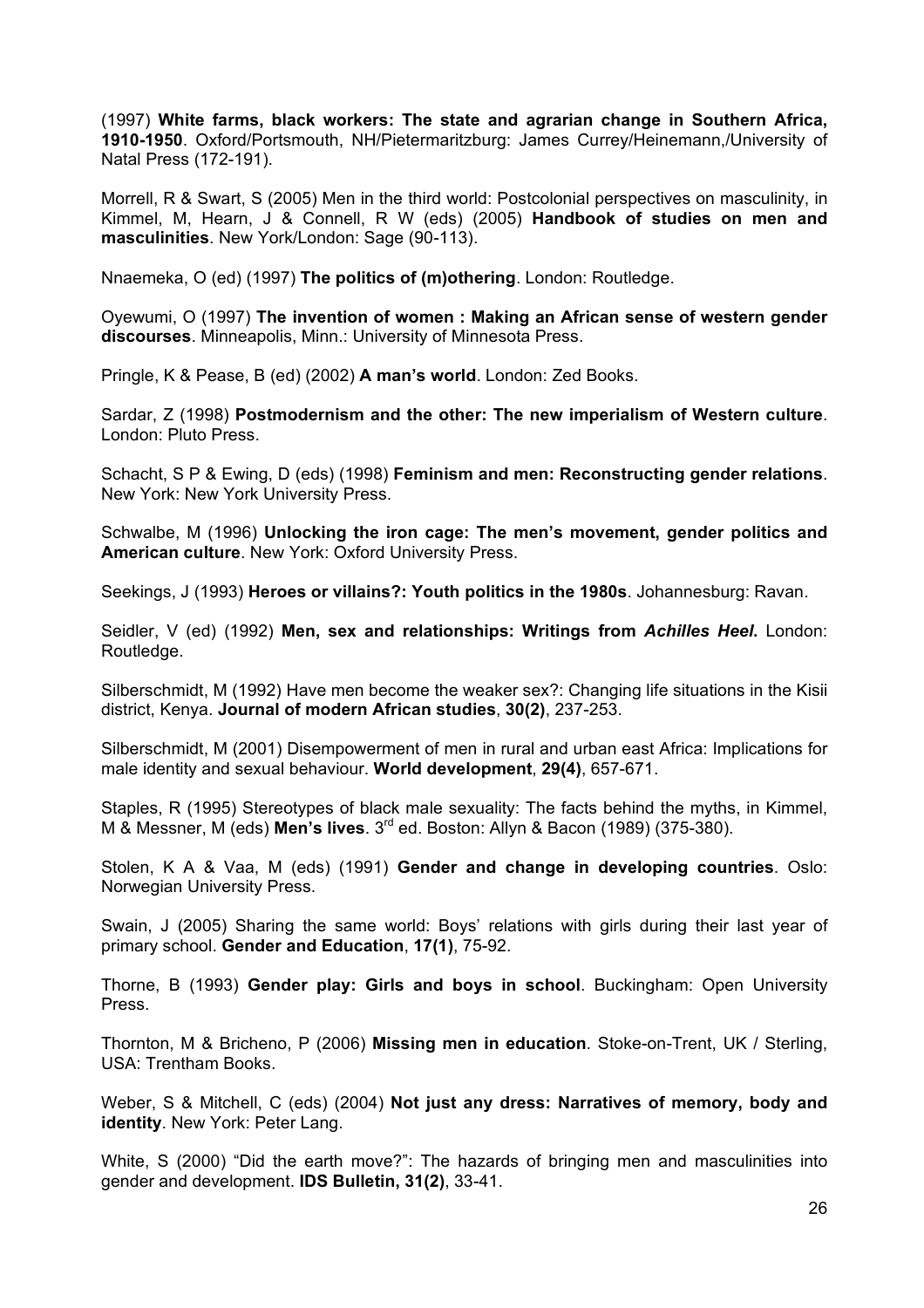(1997) **White farms, black workers: The state and agrarian change in Southern Africa, 1910-1950**. Oxford/Portsmouth, NH/Pietermaritzburg: James Currey/Heinemann,/University of Natal Press (172-191).

Morrell, R & Swart, S (2005) Men in the third world: Postcolonial perspectives on masculinity, in Kimmel, M, Hearn, J & Connell, R W (eds) (2005) **Handbook of studies on men and masculinities**. New York/London: Sage (90-113).

Nnaemeka, O (ed) (1997) **The politics of (m)othering**. London: Routledge.

Oyewumi, O (1997) **The invention of women : Making an African sense of western gender discourses**. Minneapolis, Minn.: University of Minnesota Press.

Pringle, K & Pease, B (ed) (2002) **A man's world**. London: Zed Books.

Sardar, Z (1998) **Postmodernism and the other: The new imperialism of Western culture**. London: Pluto Press.

Schacht, S P & Ewing, D (eds) (1998) **Feminism and men: Reconstructing gender relations**. New York: New York University Press.

Schwalbe, M (1996) **Unlocking the iron cage: The men's movement, gender politics and American culture**. New York: Oxford University Press.

Seekings, J (1993) **Heroes or villains?: Youth politics in the 1980s**. Johannesburg: Ravan.

Seidler, V (ed) (1992) **Men, sex and relationships: Writings from *Achilles Heel*.** London: Routledge.

Silberschmidt, M (1992) Have men become the weaker sex?: Changing life situations in the Kisii district, Kenya. **Journal of modern African studies**, **30(2)**, 237-253.

Silberschmidt, M (2001) Disempowerment of men in rural and urban east Africa: Implications for male identity and sexual behaviour. **World development**, **29(4)**, 657-671.

Staples, R (1995) Stereotypes of black male sexuality: The facts behind the myths, in Kimmel, M & Messner, M (eds) **Men's lives**. 3rd ed. Boston: Allyn & Bacon (1989) (375-380).

Stolen, K A & Vaa, M (eds) (1991) **Gender and change in developing countries**. Oslo: Norwegian University Press.

Swain, J (2005) Sharing the same world: Boys' relations with girls during their last year of primary school. **Gender and Education**, **17(1)**, 75-92.

Thorne, B (1993) **Gender play: Girls and boys in school**. Buckingham: Open University Press.

Thornton, M & Bricheno, P (2006) **Missing men in education**. Stoke-on-Trent, UK / Sterling, USA: Trentham Books.

Weber, S & Mitchell, C (eds) (2004) **Not just any dress: Narratives of memory, body and identity**. New York: Peter Lang.

White, S (2000) "Did the earth move?": The hazards of bringing men and masculinities into gender and development. **IDS Bulletin, 31(2)**, 33-41.